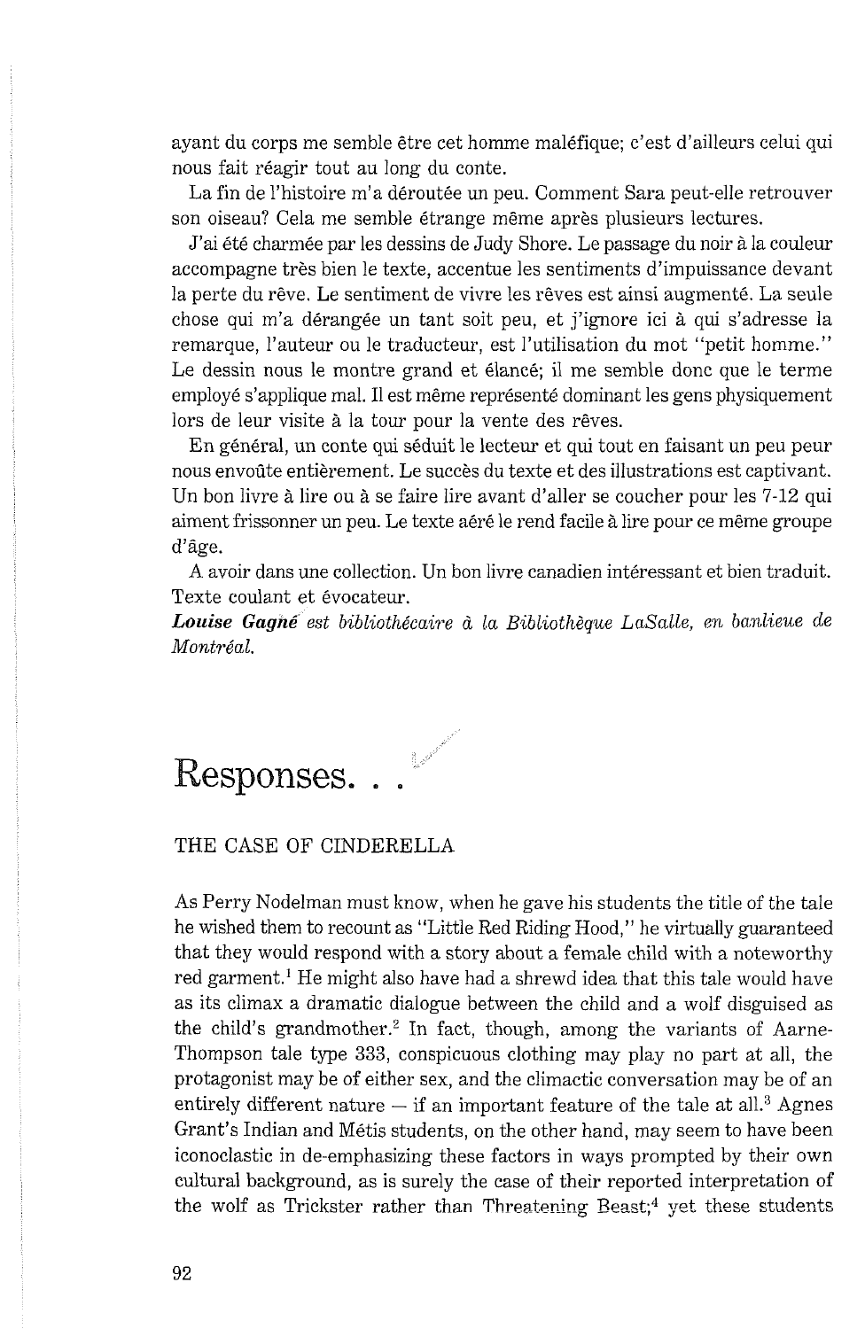ayant du corps me semble être cet homme maléfique; c'est d'ailleurs celui qui nous fait réagir tout au long du conte.

La fin de l'histoire m'a déroutée un peu. Comment Sara peut-elle retrouver son oiseau? Cela me semble étrange même après plusieurs lectures.

J'ai été charmée par les dessins de Judy Shore. Le passage du noir à la couleur accompagne très bien le texte, accentue les sentiments d'impuissance devant la perte du rêve. Le sentiment de vivre les rêves est ainsi augmenté. La seule chose qui m'a dérangée un tant soit peu, et j'ignore ici à qui s'adresse la remarque, l'auteur ou le traducteur, est l'utilisation du mot "petit homme." Le dessin nous le montre grand et élancé; il me semble donc que le terme employé s'applique mal. Il est même représenté dominant les gens physiquement lors de leur visite à la tour pour la vente des rêves.

En général, un conte qui séduit le lecteur et qui tout en faisant un peu peur nous envoûte entièrement. Le succès du texte et des illustrations est captivant. Un bon livre à lire ou à se faire lire avant d'aller se coucher pour les 7-12 qui aiment frissonner un peu. Le texte aéré le rend facile à lire pour ce même groupe d'âge.

A avoir dans une collection. Un bon livre canadien intéressant et bien traduit. Texte coulant et évocateur.

***Louise Gagné** est bibliothécaire à la Bibliothèque LaSalle, en banlieue de Montréal.*

# Responses. . .

## THE CASE OF CINDERELLA

As Perry Nodelman must know, when he gave his students the title of the tale he wished them to recount as "Little Red Riding Hood," he virtually guaranteed that they would respond with a story about a female child with a noteworthy red garment.[1] He might also have had a shrewd idea that this tale would have as its climax a dramatic dialogue between the child and a wolf disguised as the child's grandmother.[2] In fact, though, among the variants of Aarne-Thompson tale type 333, conspicuous clothing may play no part at all, the protagonist may be of either sex, and the climactic conversation may be of an entirely different nature – if an important feature of the tale at all.[3] Agnes Grant's Indian and Métis students, on the other hand, may seem to have been iconoclastic in de-emphasizing these factors in ways prompted by their own cultural background, as is surely the case of their reported interpretation of the wolf as Trickster rather than Threatening Beast;[4] yet these students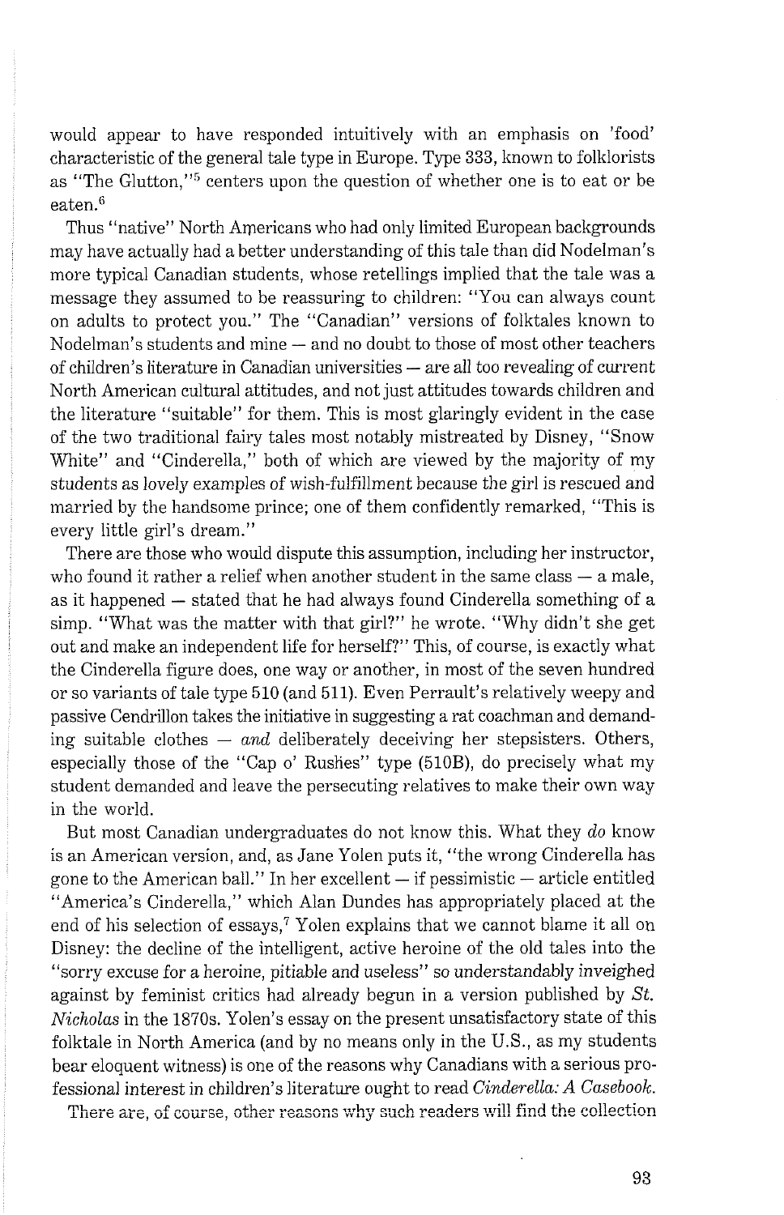would appear to have responded intuitively with an emphasis on 'food' characteristic of the general tale type in Europe. Type 333, known to folklorists as "The Glutton,"[5] centers upon the question of whether one is to eat or be eaten.[6]

Thus "native" North Americans who had only limited European backgrounds may have actually had a better understanding of this tale than did Nodelman's more typical Canadian students, whose retellings implied that the tale was a message they assumed to be reassuring to children: "You can always count on adults to protect you." The "Canadian" versions of folktales known to Nodelman's students and mine — and no doubt to those of most other teachers of children's literature in Canadian universities — are all too revealing of current North American cultural attitudes, and not just attitudes towards children and the literature "suitable" for them. This is most glaringly evident in the case of the two traditional fairy tales most notably mistreated by Disney, "Snow White" and "Cinderella," both of which are viewed by the majority of my students as lovely examples of wish-fulfillment because the girl is rescued and married by the handsome prince; one of them confidently remarked, "This is every little girl's dream."

There are those who would dispute this assumption, including her instructor, who found it rather a relief when another student in the same class — a male, as it happened — stated that he had always found Cinderella something of a simp. "What was the matter with that girl?" he wrote. "Why didn't she get out and make an independent life for herself?" This, of course, is exactly what the Cinderella figure does, one way or another, in most of the seven hundred or so variants of tale type 510 (and 511). Even Perrault's relatively weepy and passive Cendrillon takes the initiative in suggesting a rat coachman and demanding suitable clothes — *and* deliberately deceiving her stepsisters. Others, especially those of the "Cap o' Rushes" type (510B), do precisely what my student demanded and leave the persecuting relatives to make their own way in the world.

But most Canadian undergraduates do not know this. What they *do* know is an American version, and, as Jane Yolen puts it, "the wrong Cinderella has gone to the American ball." In her excellent — if pessimistic — article entitled "America's Cinderella," which Alan Dundes has appropriately placed at the end of his selection of essays,[7] Yolen explains that we cannot blame it all on Disney: the decline of the intelligent, active heroine of the old tales into the "sorry excuse for a heroine, pitiable and useless" so understandably inveighed against by feminist critics had already begun in a version published by *St. Nicholas* in the 1870s. Yolen's essay on the present unsatisfactory state of this folktale in North America (and by no means only in the U.S., as my students bear eloquent witness) is one of the reasons why Canadians with a serious professional interest in children's literature ought to read *Cinderella: A Casebook.*

There are, of course, other reasons why such readers will find the collection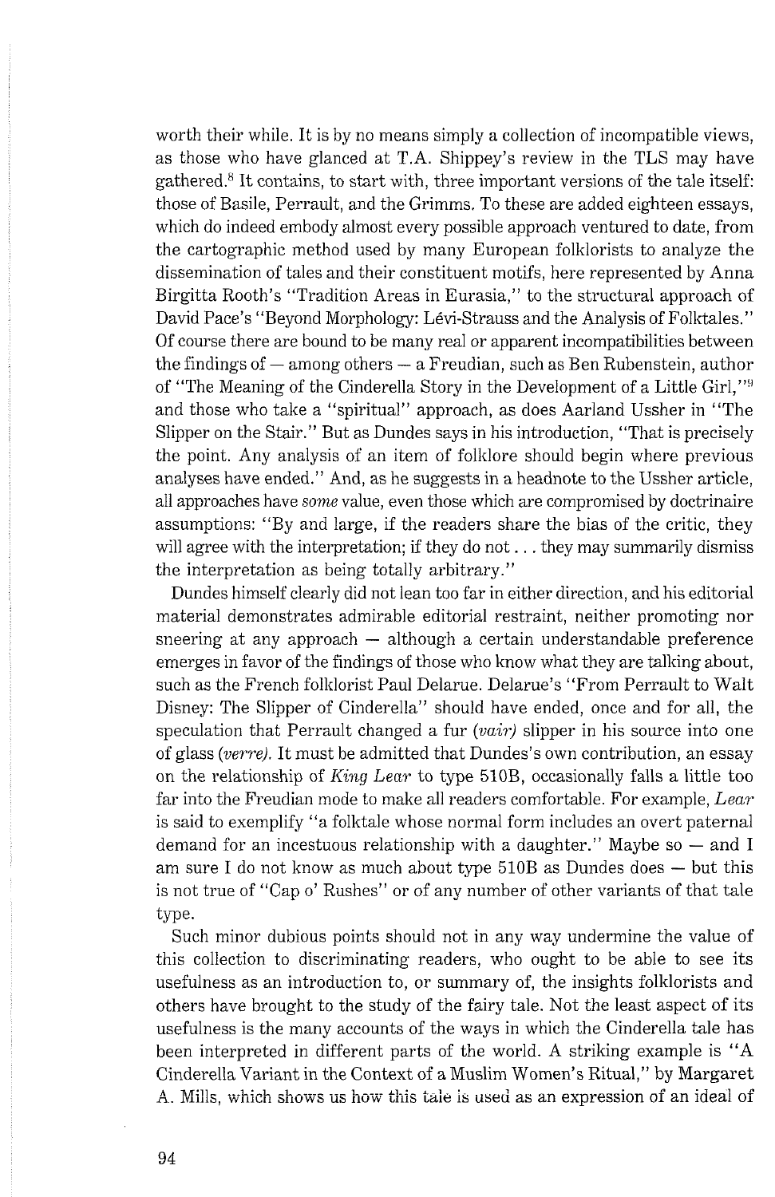worth their while. It is by no means simply a collection of incompatible views, as those who have glanced at T.A. Shippey's review in the TLS may have gathered.[8] It contains, to start with, three important versions of the tale itself: those of Basile, Perrault, and the Grimms. To these are added eighteen essays, which do indeed embody almost every possible approach ventured to date, from the cartographic method used by many European folklorists to analyze the dissemination of tales and their constituent motifs, here represented by Anna Birgitta Rooth's "Tradition Areas in Eurasia," to the structural approach of David Pace's "Beyond Morphology: Lévi-Strauss and the Analysis of Folktales." Of course there are bound to be many real or apparent incompatibilities between the findings of — among others — a Freudian, such as Ben Rubenstein, author of "The Meaning of the Cinderella Story in the Development of a Little Girl,"[9] and those who take a "spiritual" approach, as does Aarland Ussher in "The Slipper on the Stair." But as Dundes says in his introduction, "That is precisely the point. Any analysis of an item of folklore should begin where previous analyses have ended." And, as he suggests in a headnote to the Ussher article, all approaches have *some* value, even those which are compromised by doctrinaire assumptions: "By and large, if the readers share the bias of the critic, they will agree with the interpretation; if they do not . . . they may summarily dismiss the interpretation as being totally arbitrary."

Dundes himself clearly did not lean too far in either direction, and his editorial material demonstrates admirable editorial restraint, neither promoting nor sneering at any approach — although a certain understandable preference emerges in favor of the findings of those who know what they are talking about, such as the French folklorist Paul Delarue. Delarue's "From Perrault to Walt Disney: The Slipper of Cinderella" should have ended, once and for all, the speculation that Perrault changed a fur *(vair)* slipper in his source into one of glass *(verre)*. It must be admitted that Dundes's own contribution, an essay on the relationship of *King Lear* to type 510B, occasionally falls a little too far into the Freudian mode to make all readers comfortable. For example, *Lear* is said to exemplify "a folktale whose normal form includes an overt paternal demand for an incestuous relationship with a daughter." Maybe so — and I am sure I do not know as much about type 510B as Dundes does — but this is not true of "Cap o' Rushes" or of any number of other variants of that tale type.

Such minor dubious points should not in any way undermine the value of this collection to discriminating readers, who ought to be able to see its usefulness as an introduction to, or summary of, the insights folklorists and others have brought to the study of the fairy tale. Not the least aspect of its usefulness is the many accounts of the ways in which the Cinderella tale has been interpreted in different parts of the world. A striking example is "A Cinderella Variant in the Context of a Muslim Women's Ritual," by Margaret A. Mills, which shows us how this tale is used as an expression of an ideal of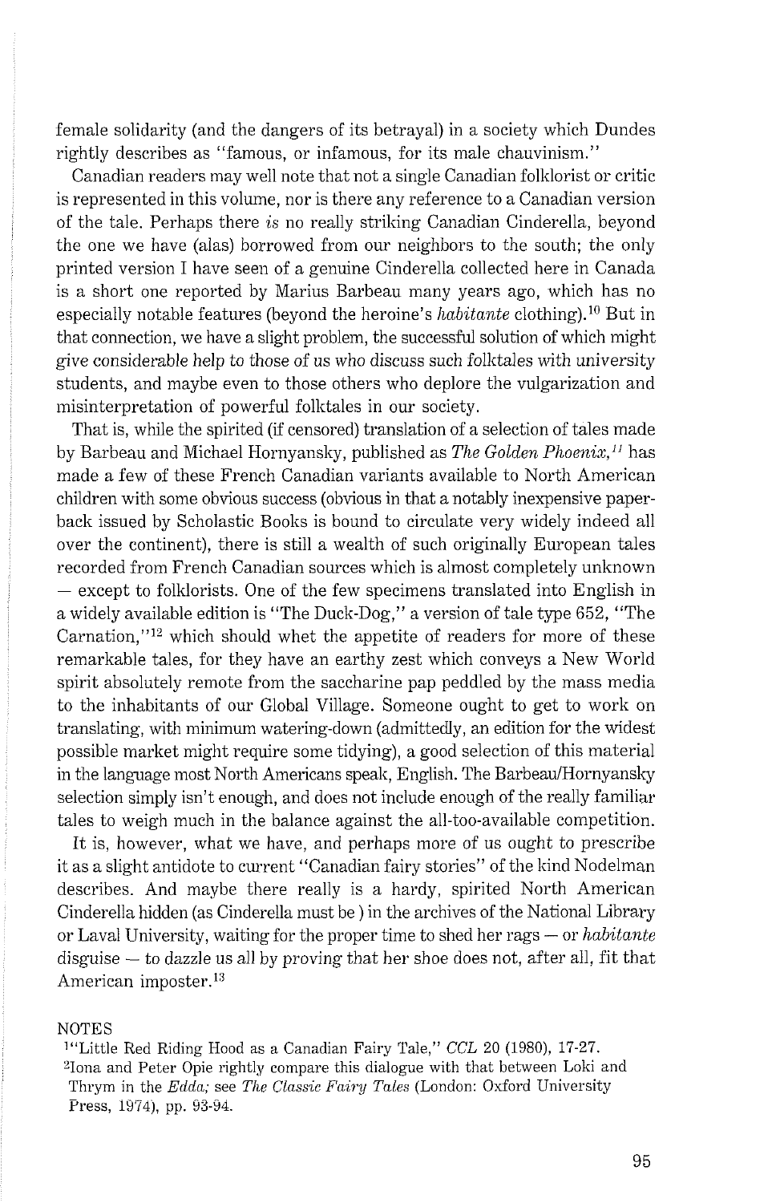female solidarity (and the dangers of its betrayal) in a society which Dundes rightly describes as "famous, or infamous, for its male chauvinism."

Canadian readers may well note that not a single Canadian folklorist or critic is represented in this volume, nor is there any reference to a Canadian version of the tale. Perhaps there *is* no really striking Canadian Cinderella, beyond the one we have (alas) borrowed from our neighbors to the south; the only printed version I have seen of a genuine Cinderella collected here in Canada is a short one reported by Marius Barbeau many years ago, which has no especially notable features (beyond the heroine's *habitante* clothing).[10] But in that connection, we have a slight problem, the successful solution of which might give considerable help to those of us who discuss such folktales with university students, and maybe even to those others who deplore the vulgarization and misinterpretation of powerful folktales in our society.

That is, while the spirited (if censored) translation of a selection of tales made by Barbeau and Michael Hornyansky, published as *The Golden Phoenix*,[11] has made a few of these French Canadian variants available to North American children with some obvious success (obvious in that a notably inexpensive paperback issued by Scholastic Books is bound to circulate very widely indeed all over the continent), there is still a wealth of such originally European tales recorded from French Canadian sources which is almost completely unknown — except to folklorists. One of the few specimens translated into English in a widely available edition is "The Duck-Dog," a version of tale type 652, "The Carnation,"[12] which should whet the appetite of readers for more of these remarkable tales, for they have an earthy zest which conveys a New World spirit absolutely remote from the saccharine pap peddled by the mass media to the inhabitants of our Global Village. Someone ought to get to work on translating, with minimum watering-down (admittedly, an edition for the widest possible market might require some tidying), a good selection of this material in the language most North Americans speak, English. The Barbeau/Hornyansky selection simply isn't enough, and does not include enough of the really familiar tales to weigh much in the balance against the all-too-available competition.

It is, however, what we have, and perhaps more of us ought to prescribe it as a slight antidote to current "Canadian fairy stories" of the kind Nodelman describes. And maybe there really is a hardy, spirited North American Cinderella hidden (as Cinderella must be ) in the archives of the National Library or Laval University, waiting for the proper time to shed her rags — or *habitante* disguise — to dazzle us all by proving that her shoe does not, after all, fit that American imposter.[13]

NOTES

[1]"Little Red Riding Hood as a Canadian Fairy Tale," *CCL* 20 (1980), 17-27.

[2]Iona and Peter Opie rightly compare this dialogue with that between Loki and Thrym in the *Edda;* see *The Classic Fairy Tales* (London: Oxford University Press, 1974), pp. 93-94.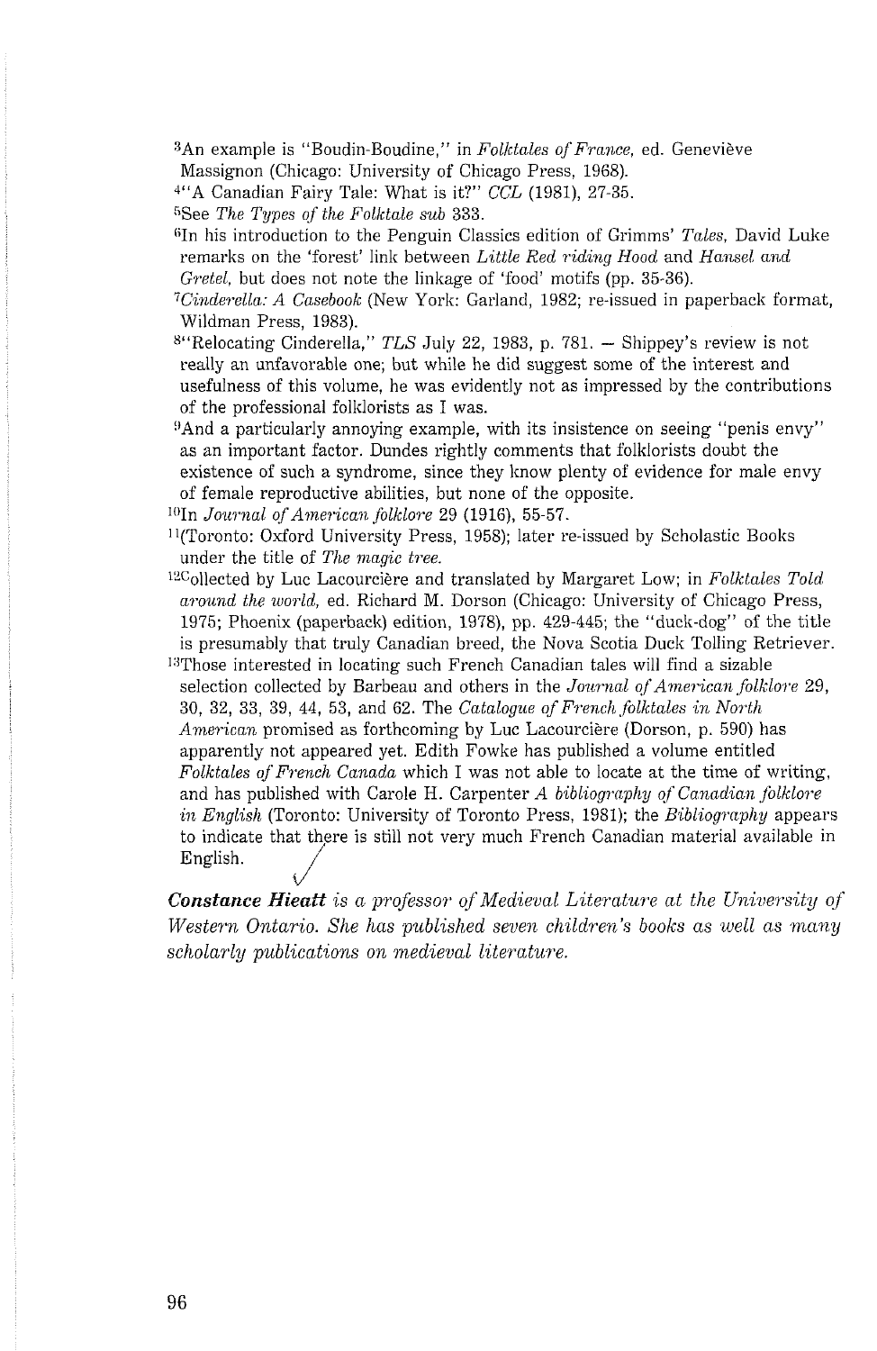[3]An example is "Boudin-Boudine," in *Folktales of France,* ed. Geneviève Massignon (Chicago: University of Chicago Press, 1968).

[4]"A Canadian Fairy Tale: What is it?" *CCL* (1981), 27-35.

[5]See *The Types of the Folktale sub* 333.

[6]In his introduction to the Penguin Classics edition of Grimms' *Tales,* David Luke remarks on the 'forest' link between *Little Red riding Hood* and *Hansel and Gretel,* but does not note the linkage of 'food' motifs (pp. 35-36).

[7]*Cinderella: A Casebook* (New York: Garland, 1982; re-issued in paperback format, Wildman Press, 1983).

[8]"Relocating Cinderella," *TLS* July 22, 1983, p. 781. — Shippey's review is not really an unfavorable one; but while he did suggest some of the interest and usefulness of this volume, he was evidently not as impressed by the contributions of the professional folklorists as I was.

[9]And a particularly annoying example, with its insistence on seeing "penis envy" as an important factor. Dundes rightly comments that folklorists doubt the existence of such a syndrome, since they know plenty of evidence for male envy of female reproductive abilities, but none of the opposite.

[10]In *Journal of American folklore* 29 (1916), 55-57.

[11](Toronto: Oxford University Press, 1958); later re-issued by Scholastic Books under the title of *The magic tree.*

[12]Collected by Luc Lacourcière and translated by Margaret Low; in *Folktales Told around the world,* ed. Richard M. Dorson (Chicago: University of Chicago Press, 1975; Phoenix (paperback) edition, 1978), pp. 429-445; the "duck-dog" of the title is presumably that truly Canadian breed, the Nova Scotia Duck Tolling Retriever.

[13]Those interested in locating such French Canadian tales will find a sizable selection collected by Barbeau and others in the *Journal of American folklore* 29, 30, 32, 33, 39, 44, 53, and 62. The *Catalogue of French folktales in North American* promised as forthcoming by Luc Lacourcière (Dorson, p. 590) has apparently not appeared yet. Edith Fowke has published a volume entitled *Folktales of French Canada* which I was not able to locate at the time of writing, and has published with Carole H. Carpenter *A bibliography of Canadian folklore in English* (Toronto: University of Toronto Press, 1981); the *Bibliography* appears to indicate that there is still not very much French Canadian material available in English.

***Constance Hieatt*** *is a professor of Medieval Literature at the University of Western Ontario. She has published seven children's books as well as many scholarly publications on medieval literature.*